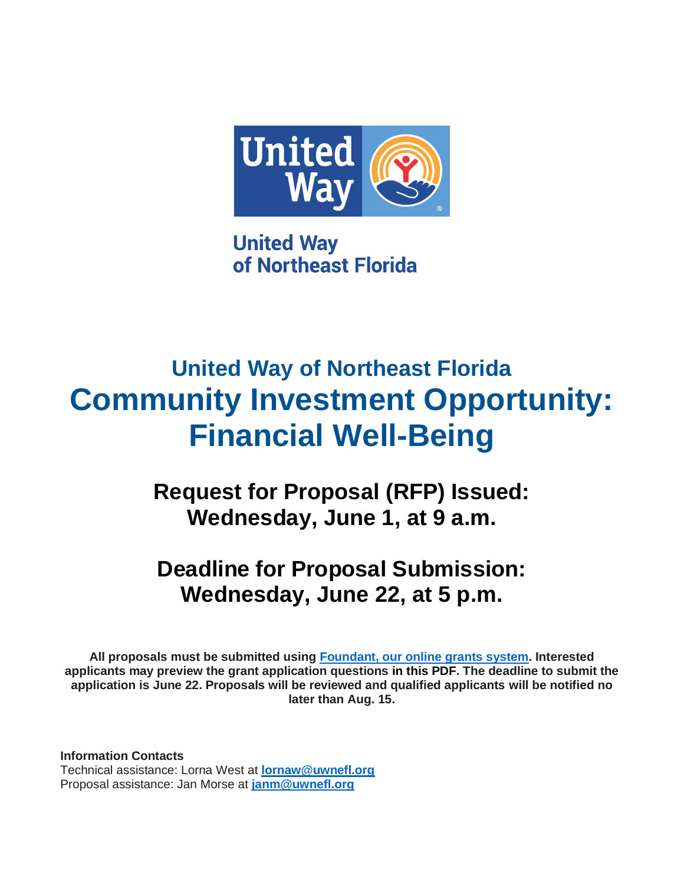United Way of Northeast Florida

## United Way of Northeast Florida

# Community Investment Opportunity: Financial Well-Being

## Request for Proposal (RFP) Issued: Wednesday, June 1, at 9 a.m.

## Deadline for Proposal Submission: Wednesday, June 22, at 5 p.m.

**All proposals must be submitted using [Foundant, our online grants system](). Interested applicants may preview the grant application questions in this PDF. The deadline to submit the application is June 22. Proposals will be reviewed and qualified applicants will be notified no later than Aug. 15.**

**Information Contacts**
Technical assistance: Lorna West at **lornaw@uwnefl.org**
Proposal assistance: Jan Morse at **janm@uwnefl.org**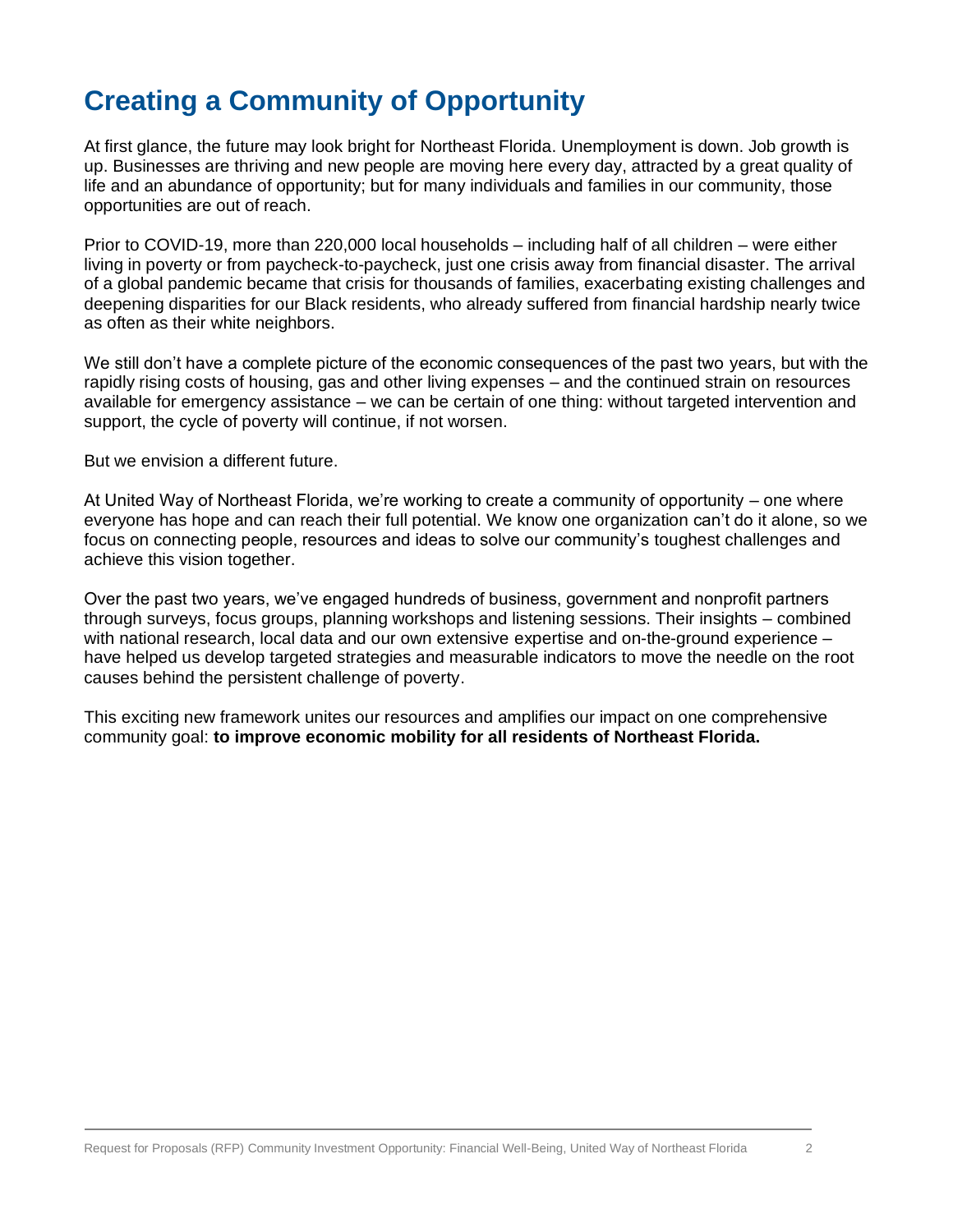# Creating a Community of Opportunity

At first glance, the future may look bright for Northeast Florida. Unemployment is down. Job growth is up. Businesses are thriving and new people are moving here every day, attracted by a great quality of life and an abundance of opportunity; but for many individuals and families in our community, those opportunities are out of reach.

Prior to COVID-19, more than 220,000 local households – including half of all children – were either living in poverty or from paycheck-to-paycheck, just one crisis away from financial disaster. The arrival of a global pandemic became that crisis for thousands of families, exacerbating existing challenges and deepening disparities for our Black residents, who already suffered from financial hardship nearly twice as often as their white neighbors.

We still don't have a complete picture of the economic consequences of the past two years, but with the rapidly rising costs of housing, gas and other living expenses – and the continued strain on resources available for emergency assistance – we can be certain of one thing: without targeted intervention and support, the cycle of poverty will continue, if not worsen.

But we envision a different future.

At United Way of Northeast Florida, we're working to create a community of opportunity – one where everyone has hope and can reach their full potential. We know one organization can't do it alone, so we focus on connecting people, resources and ideas to solve our community's toughest challenges and achieve this vision together.

Over the past two years, we've engaged hundreds of business, government and nonprofit partners through surveys, focus groups, planning workshops and listening sessions. Their insights – combined with national research, local data and our own extensive expertise and on-the-ground experience – have helped us develop targeted strategies and measurable indicators to move the needle on the root causes behind the persistent challenge of poverty.

This exciting new framework unites our resources and amplifies our impact on one comprehensive community goal: **to improve economic mobility for all residents of Northeast Florida.**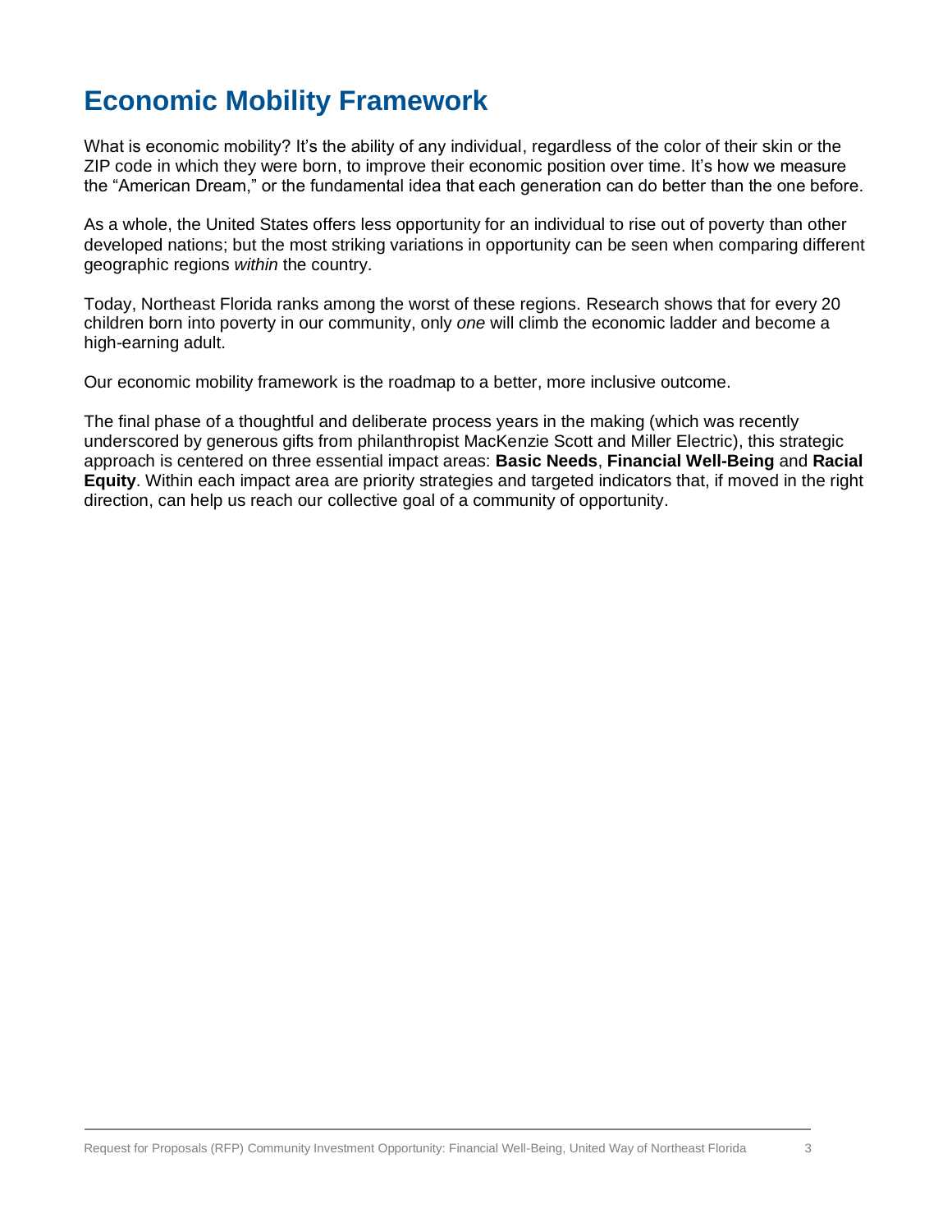# Economic Mobility Framework

What is economic mobility? It's the ability of any individual, regardless of the color of their skin or the ZIP code in which they were born, to improve their economic position over time. It's how we measure the "American Dream," or the fundamental idea that each generation can do better than the one before.

As a whole, the United States offers less opportunity for an individual to rise out of poverty than other developed nations; but the most striking variations in opportunity can be seen when comparing different geographic regions *within* the country.

Today, Northeast Florida ranks among the worst of these regions. Research shows that for every 20 children born into poverty in our community, only *one* will climb the economic ladder and become a high-earning adult.

Our economic mobility framework is the roadmap to a better, more inclusive outcome.

The final phase of a thoughtful and deliberate process years in the making (which was recently underscored by generous gifts from philanthropist MacKenzie Scott and Miller Electric), this strategic approach is centered on three essential impact areas: **Basic Needs**, **Financial Well-Being** and **Racial Equity**. Within each impact area are priority strategies and targeted indicators that, if moved in the right direction, can help us reach our collective goal of a community of opportunity.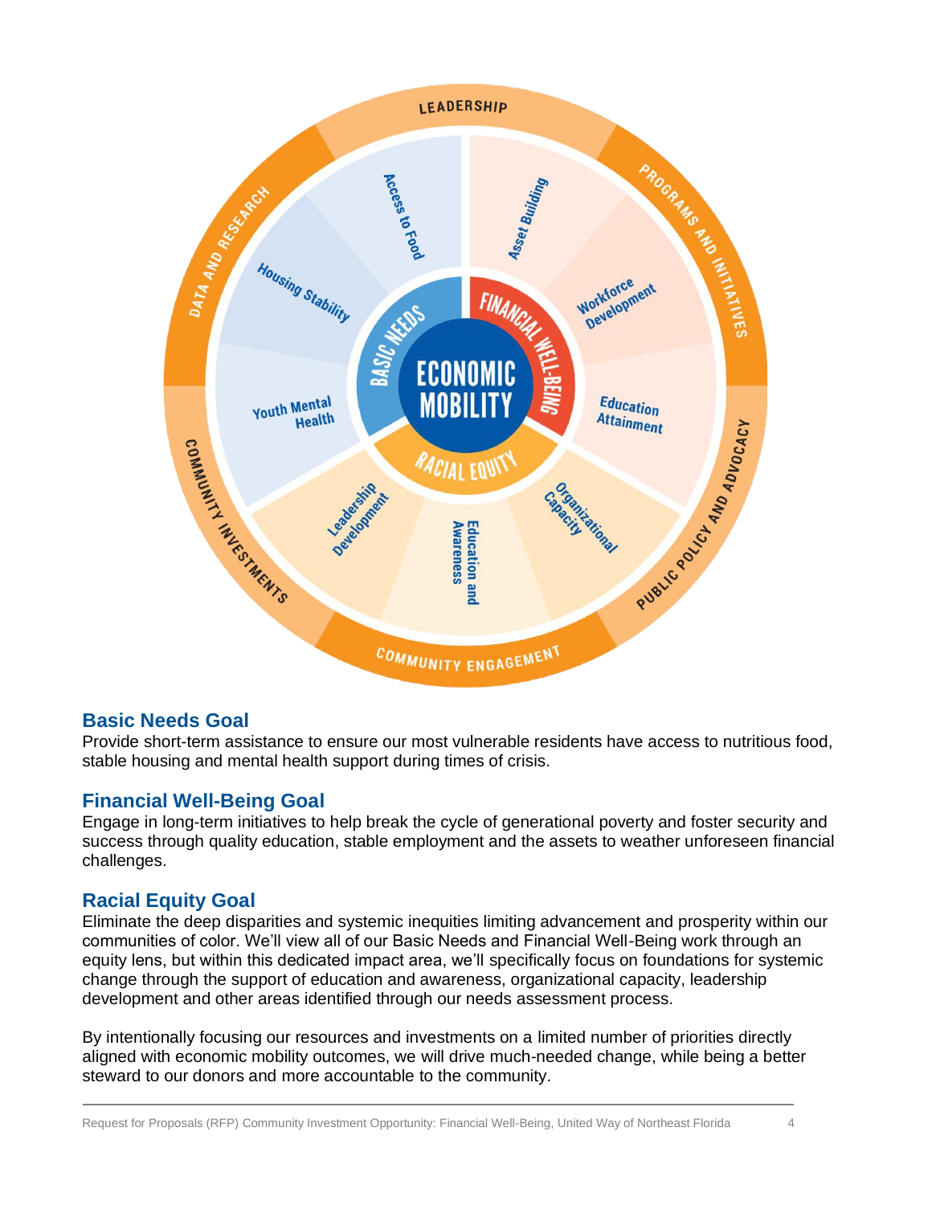## Basic Needs Goal

Provide short-term assistance to ensure our most vulnerable residents have access to nutritious food, stable housing and mental health support during times of crisis.

## Financial Well-Being Goal

Engage in long-term initiatives to help break the cycle of generational poverty and foster security and success through quality education, stable employment and the assets to weather unforeseen financial challenges.

## Racial Equity Goal

Eliminate the deep disparities and systemic inequities limiting advancement and prosperity within our communities of color. We'll view all of our Basic Needs and Financial Well-Being work through an equity lens, but within this dedicated impact area, we'll specifically focus on foundations for systemic change through the support of education and awareness, organizational capacity, leadership development and other areas identified through our needs assessment process.

By intentionally focusing our resources and investments on a limited number of priorities directly aligned with economic mobility outcomes, we will drive much-needed change, while being a better steward to our donors and more accountable to the community.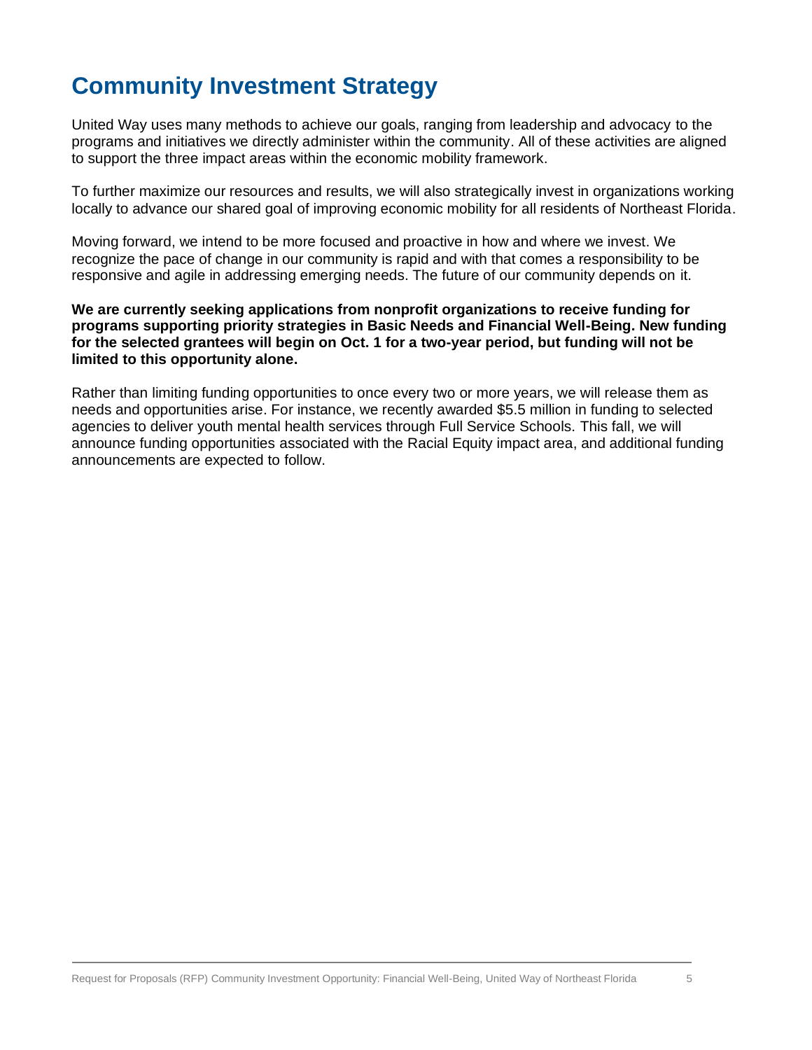# Community Investment Strategy

United Way uses many methods to achieve our goals, ranging from leadership and advocacy to the programs and initiatives we directly administer within the community. All of these activities are aligned to support the three impact areas within the economic mobility framework.

To further maximize our resources and results, we will also strategically invest in organizations working locally to advance our shared goal of improving economic mobility for all residents of Northeast Florida.

Moving forward, we intend to be more focused and proactive in how and where we invest. We recognize the pace of change in our community is rapid and with that comes a responsibility to be responsive and agile in addressing emerging needs. The future of our community depends on it.

**We are currently seeking applications from nonprofit organizations to receive funding for programs supporting priority strategies in Basic Needs and Financial Well-Being. New funding for the selected grantees will begin on Oct. 1 for a two-year period, but funding will not be limited to this opportunity alone.**

Rather than limiting funding opportunities to once every two or more years, we will release them as needs and opportunities arise. For instance, we recently awarded $5.5 million in funding to selected agencies to deliver youth mental health services through Full Service Schools. This fall, we will announce funding opportunities associated with the Racial Equity impact area, and additional funding announcements are expected to follow.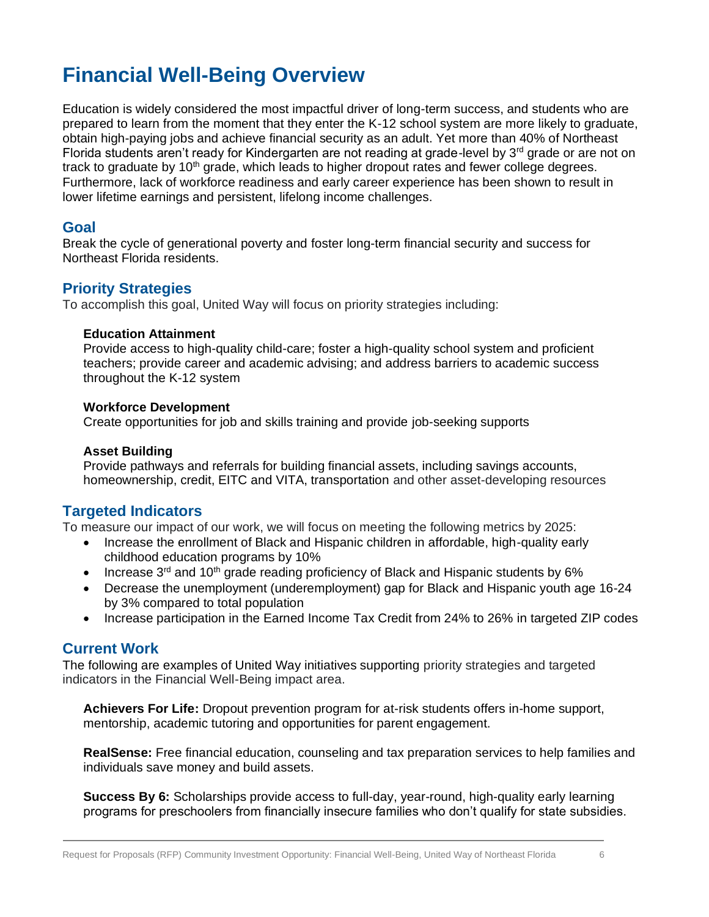# Financial Well-Being Overview

Education is widely considered the most impactful driver of long-term success, and students who are prepared to learn from the moment that they enter the K-12 school system are more likely to graduate, obtain high-paying jobs and achieve financial security as an adult. Yet more than 40% of Northeast Florida students aren't ready for Kindergarten are not reading at grade-level by 3rd grade or are not on track to graduate by 10th grade, which leads to higher dropout rates and fewer college degrees. Furthermore, lack of workforce readiness and early career experience has been shown to result in lower lifetime earnings and persistent, lifelong income challenges.

## Goal

Break the cycle of generational poverty and foster long-term financial security and success for Northeast Florida residents.

## Priority Strategies

To accomplish this goal, United Way will focus on priority strategies including:

**Education Attainment**
Provide access to high-quality child-care; foster a high-quality school system and proficient teachers; provide career and academic advising; and address barriers to academic success throughout the K-12 system

**Workforce Development**
Create opportunities for job and skills training and provide job-seeking supports

**Asset Building**
Provide pathways and referrals for building financial assets, including savings accounts, homeownership, credit, EITC and VITA, transportation and other asset-developing resources

## Targeted Indicators

To measure our impact of our work, we will focus on meeting the following metrics by 2025:

- Increase the enrollment of Black and Hispanic children in affordable, high-quality early childhood education programs by 10%
- Increase 3rd and 10th grade reading proficiency of Black and Hispanic students by 6%
- Decrease the unemployment (underemployment) gap for Black and Hispanic youth age 16-24 by 3% compared to total population
- Increase participation in the Earned Income Tax Credit from 24% to 26% in targeted ZIP codes

## Current Work

The following are examples of United Way initiatives supporting priority strategies and targeted indicators in the Financial Well-Being impact area.

**Achievers For Life:** Dropout prevention program for at-risk students offers in-home support, mentorship, academic tutoring and opportunities for parent engagement.

**RealSense:** Free financial education, counseling and tax preparation services to help families and individuals save money and build assets.

**Success By 6:** Scholarships provide access to full-day, year-round, high-quality early learning programs for preschoolers from financially insecure families who don't qualify for state subsidies.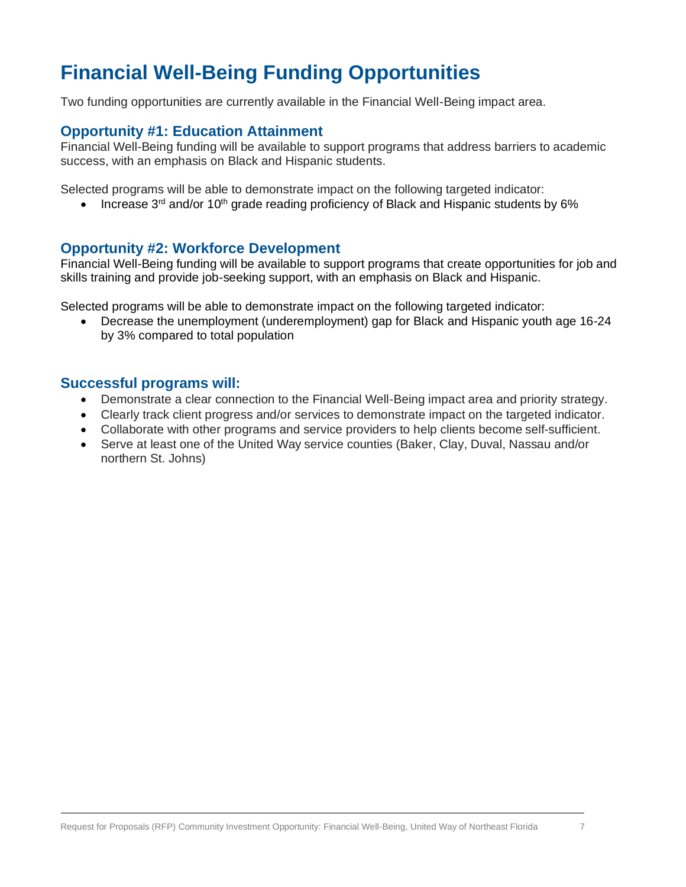# Financial Well-Being Funding Opportunities

Two funding opportunities are currently available in the Financial Well-Being impact area.

## Opportunity #1: Education Attainment

Financial Well-Being funding will be available to support programs that address barriers to academic success, with an emphasis on Black and Hispanic students.

Selected programs will be able to demonstrate impact on the following targeted indicator:

- Increase 3rd and/or 10th grade reading proficiency of Black and Hispanic students by 6%

## Opportunity #2: Workforce Development

Financial Well-Being funding will be available to support programs that create opportunities for job and skills training and provide job-seeking support, with an emphasis on Black and Hispanic.

Selected programs will be able to demonstrate impact on the following targeted indicator:

- Decrease the unemployment (underemployment) gap for Black and Hispanic youth age 16-24 by 3% compared to total population

## Successful programs will:

- Demonstrate a clear connection to the Financial Well-Being impact area and priority strategy.
- Clearly track client progress and/or services to demonstrate impact on the targeted indicator.
- Collaborate with other programs and service providers to help clients become self-sufficient.
- Serve at least one of the United Way service counties (Baker, Clay, Duval, Nassau and/or northern St. Johns)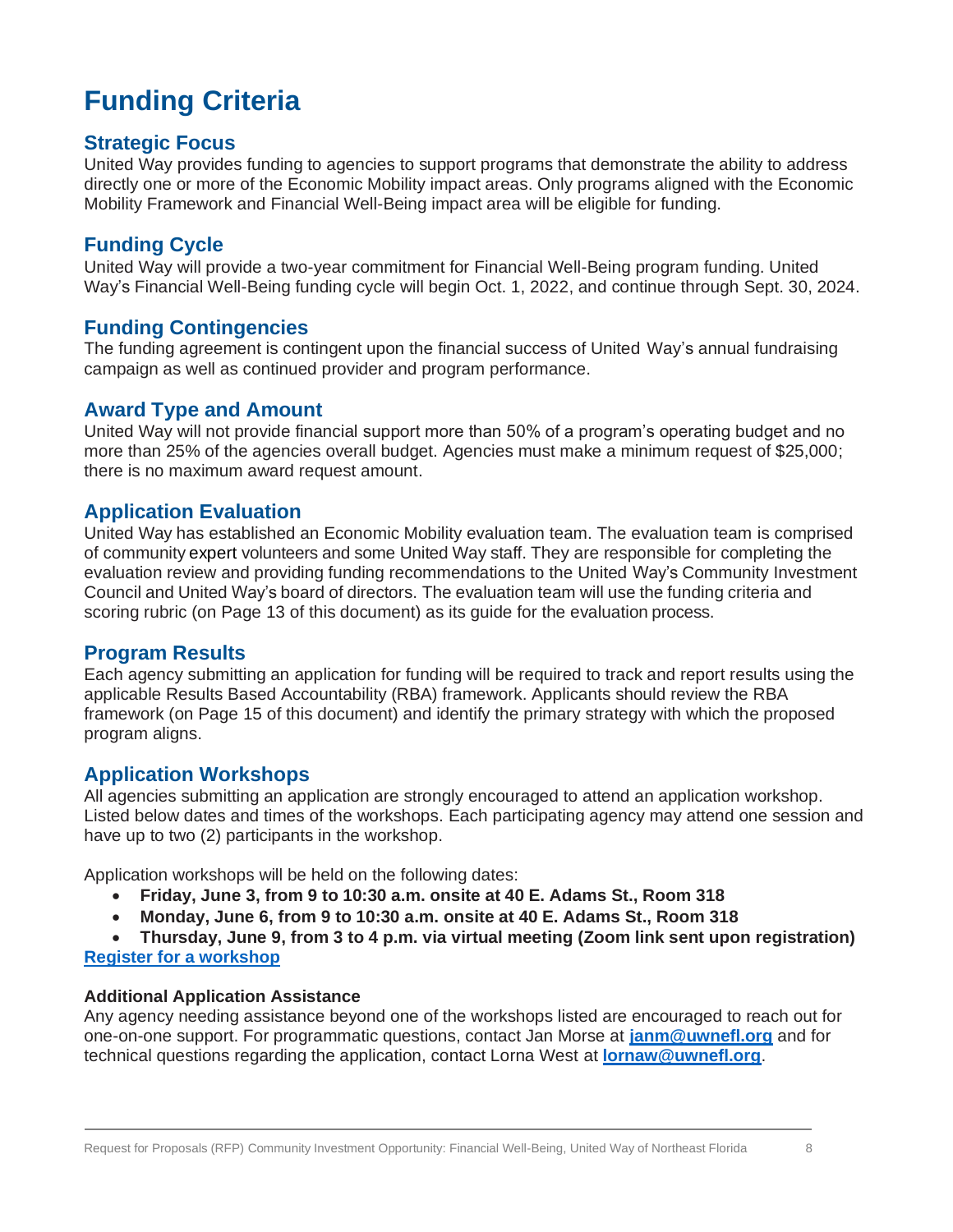# Funding Criteria

## Strategic Focus

United Way provides funding to agencies to support programs that demonstrate the ability to address directly one or more of the Economic Mobility impact areas. Only programs aligned with the Economic Mobility Framework and Financial Well-Being impact area will be eligible for funding.

## Funding Cycle

United Way will provide a two-year commitment for Financial Well-Being program funding. United Way's Financial Well-Being funding cycle will begin Oct. 1, 2022, and continue through Sept. 30, 2024.

## Funding Contingencies

The funding agreement is contingent upon the financial success of United Way's annual fundraising campaign as well as continued provider and program performance.

## Award Type and Amount

United Way will not provide financial support more than 50% of a program's operating budget and no more than 25% of the agencies overall budget. Agencies must make a minimum request of $25,000; there is no maximum award request amount.

## Application Evaluation

United Way has established an Economic Mobility evaluation team. The evaluation team is comprised of community expert volunteers and some United Way staff. They are responsible for completing the evaluation review and providing funding recommendations to the United Way's Community Investment Council and United Way's board of directors. The evaluation team will use the funding criteria and scoring rubric (on Page 13 of this document) as its guide for the evaluation process.

## Program Results

Each agency submitting an application for funding will be required to track and report results using the applicable Results Based Accountability (RBA) framework. Applicants should review the RBA framework (on Page 15 of this document) and identify the primary strategy with which the proposed program aligns.

## Application Workshops

All agencies submitting an application are strongly encouraged to attend an application workshop. Listed below dates and times of the workshops. Each participating agency may attend one session and have up to two (2) participants in the workshop.

Application workshops will be held on the following dates:

- **Friday, June 3, from 9 to 10:30 a.m. onsite at 40 E. Adams St., Room 318**
- **Monday, June 6, from 9 to 10:30 a.m. onsite at 40 E. Adams St., Room 318**
- **Thursday, June 9, from 3 to 4 p.m. via virtual meeting (Zoom link sent upon registration)**

**Register for a workshop**

**Additional Application Assistance**

Any agency needing assistance beyond one of the workshops listed are encouraged to reach out for one-on-one support. For programmatic questions, contact Jan Morse at **janm@uwnefl.org** and for technical questions regarding the application, contact Lorna West at **lornaw@uwnefl.org**.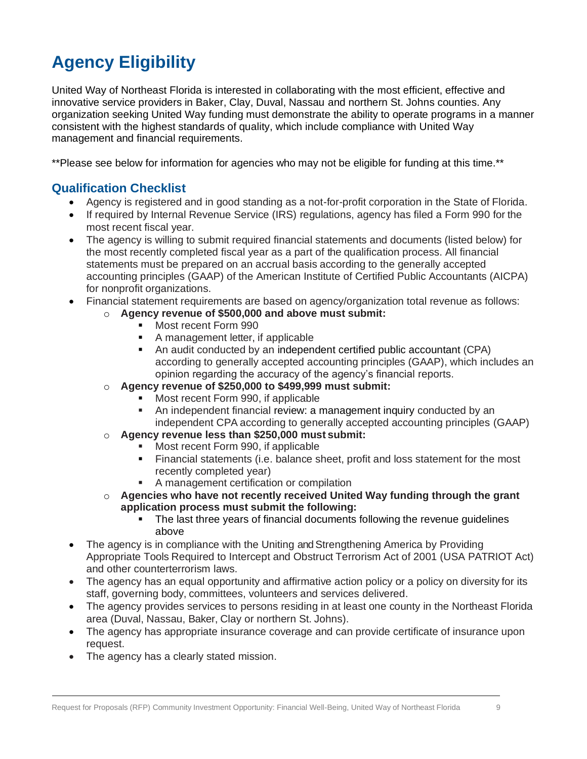# Agency Eligibility

United Way of Northeast Florida is interested in collaborating with the most efficient, effective and innovative service providers in Baker, Clay, Duval, Nassau and northern St. Johns counties. Any organization seeking United Way funding must demonstrate the ability to operate programs in a manner consistent with the highest standards of quality, which include compliance with United Way management and financial requirements.

**Please see below for information for agencies who may not be eligible for funding at this time.**

## Qualification Checklist

- Agency is registered and in good standing as a not-for-profit corporation in the State of Florida.
- If required by Internal Revenue Service (IRS) regulations, agency has filed a Form 990 for the most recent fiscal year.
- The agency is willing to submit required financial statements and documents (listed below) for the most recently completed fiscal year as a part of the qualification process. All financial statements must be prepared on an accrual basis according to the generally accepted accounting principles (GAAP) of the American Institute of Certified Public Accountants (AICPA) for nonprofit organizations.
- Financial statement requirements are based on agency/organization total revenue as follows:
  - **Agency revenue of $500,000 and above must submit:**
    - Most recent Form 990
    - A management letter, if applicable
    - An audit conducted by an independent certified public accountant (CPA) according to generally accepted accounting principles (GAAP), which includes an opinion regarding the accuracy of the agency's financial reports.
  - **Agency revenue of $250,000 to $499,999 must submit:**
    - Most recent Form 990, if applicable
    - An independent financial review: a management inquiry conducted by an independent CPA according to generally accepted accounting principles (GAAP)
  - **Agency revenue less than $250,000 must submit:**
    - Most recent Form 990, if applicable
    - Financial statements (i.e. balance sheet, profit and loss statement for the most recently completed year)
    - A management certification or compilation
  - **Agencies who have not recently received United Way funding through the grant application process must submit the following:**
    - The last three years of financial documents following the revenue guidelines above
- The agency is in compliance with the Uniting and Strengthening America by Providing Appropriate Tools Required to Intercept and Obstruct Terrorism Act of 2001 (USA PATRIOT Act) and other counterterrorism laws.
- The agency has an equal opportunity and affirmative action policy or a policy on diversity for its staff, governing body, committees, volunteers and services delivered.
- The agency provides services to persons residing in at least one county in the Northeast Florida area (Duval, Nassau, Baker, Clay or northern St. Johns).
- The agency has appropriate insurance coverage and can provide certificate of insurance upon request.
- The agency has a clearly stated mission.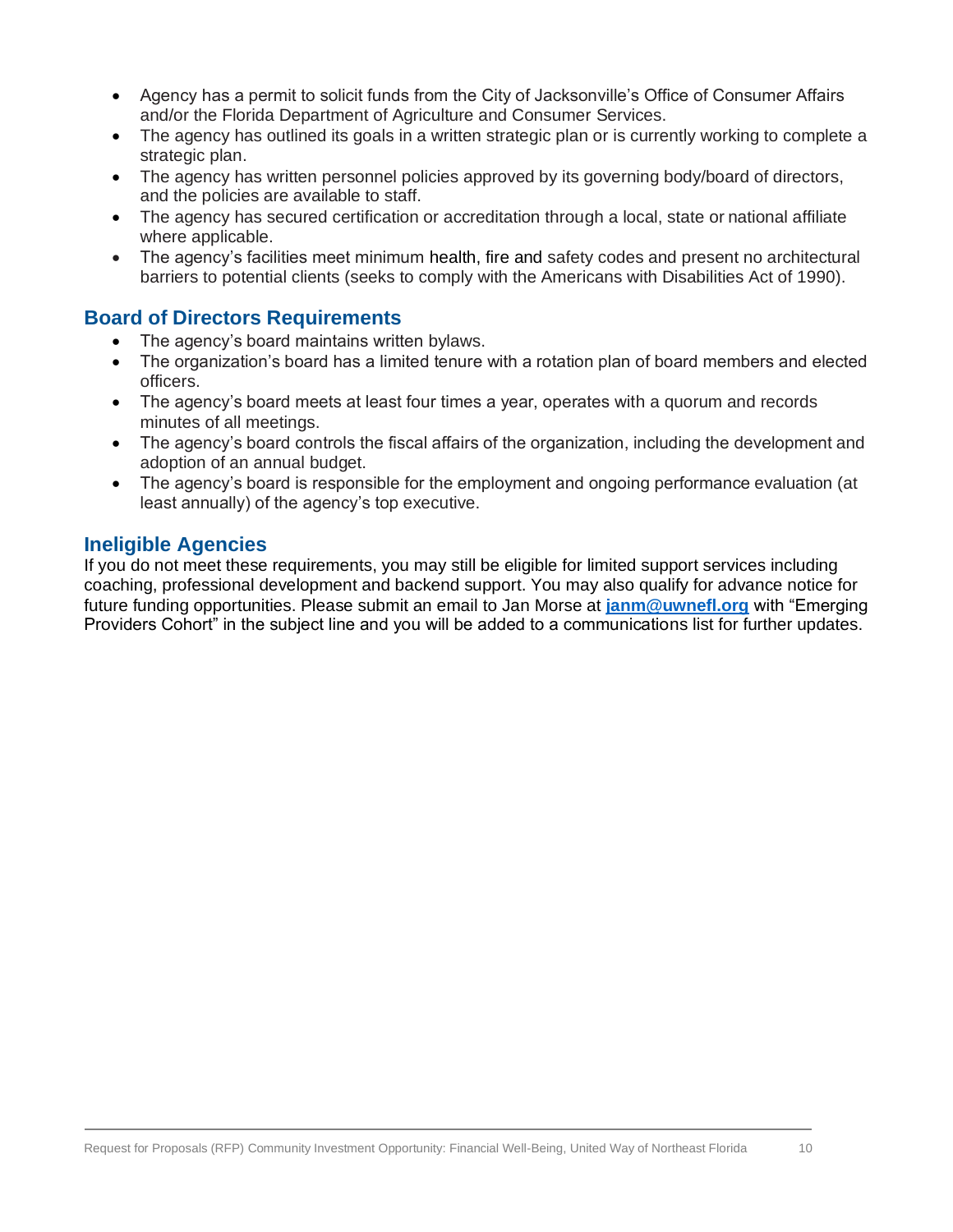- Agency has a permit to solicit funds from the City of Jacksonville's Office of Consumer Affairs and/or the Florida Department of Agriculture and Consumer Services.
- The agency has outlined its goals in a written strategic plan or is currently working to complete a strategic plan.
- The agency has written personnel policies approved by its governing body/board of directors, and the policies are available to staff.
- The agency has secured certification or accreditation through a local, state or national affiliate where applicable.
- The agency's facilities meet minimum health, fire and safety codes and present no architectural barriers to potential clients (seeks to comply with the Americans with Disabilities Act of 1990).

## Board of Directors Requirements

- The agency's board maintains written bylaws.
- The organization's board has a limited tenure with a rotation plan of board members and elected officers.
- The agency's board meets at least four times a year, operates with a quorum and records minutes of all meetings.
- The agency's board controls the fiscal affairs of the organization, including the development and adoption of an annual budget.
- The agency's board is responsible for the employment and ongoing performance evaluation (at least annually) of the agency's top executive.

## Ineligible Agencies

If you do not meet these requirements, you may still be eligible for limited support services including coaching, professional development and backend support. You may also qualify for advance notice for future funding opportunities. Please submit an email to Jan Morse at **janm@uwnefl.org** with "Emerging Providers Cohort" in the subject line and you will be added to a communications list for further updates.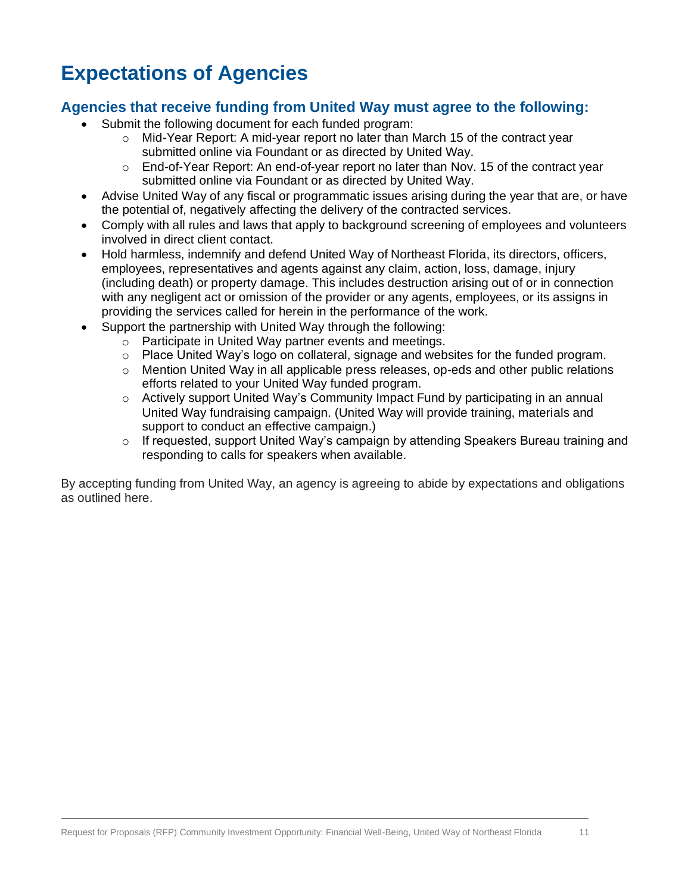# Expectations of Agencies

## Agencies that receive funding from United Way must agree to the following:

- Submit the following document for each funded program:
  - Mid-Year Report: A mid-year report no later than March 15 of the contract year submitted online via Foundant or as directed by United Way.
  - End-of-Year Report: An end-of-year report no later than Nov. 15 of the contract year submitted online via Foundant or as directed by United Way.
- Advise United Way of any fiscal or programmatic issues arising during the year that are, or have the potential of, negatively affecting the delivery of the contracted services.
- Comply with all rules and laws that apply to background screening of employees and volunteers involved in direct client contact.
- Hold harmless, indemnify and defend United Way of Northeast Florida, its directors, officers, employees, representatives and agents against any claim, action, loss, damage, injury (including death) or property damage. This includes destruction arising out of or in connection with any negligent act or omission of the provider or any agents, employees, or its assigns in providing the services called for herein in the performance of the work.
- Support the partnership with United Way through the following:
  - Participate in United Way partner events and meetings.
  - Place United Way's logo on collateral, signage and websites for the funded program.
  - Mention United Way in all applicable press releases, op-eds and other public relations efforts related to your United Way funded program.
  - Actively support United Way's Community Impact Fund by participating in an annual United Way fundraising campaign. (United Way will provide training, materials and support to conduct an effective campaign.)
  - If requested, support United Way's campaign by attending Speakers Bureau training and responding to calls for speakers when available.

By accepting funding from United Way, an agency is agreeing to abide by expectations and obligations as outlined here.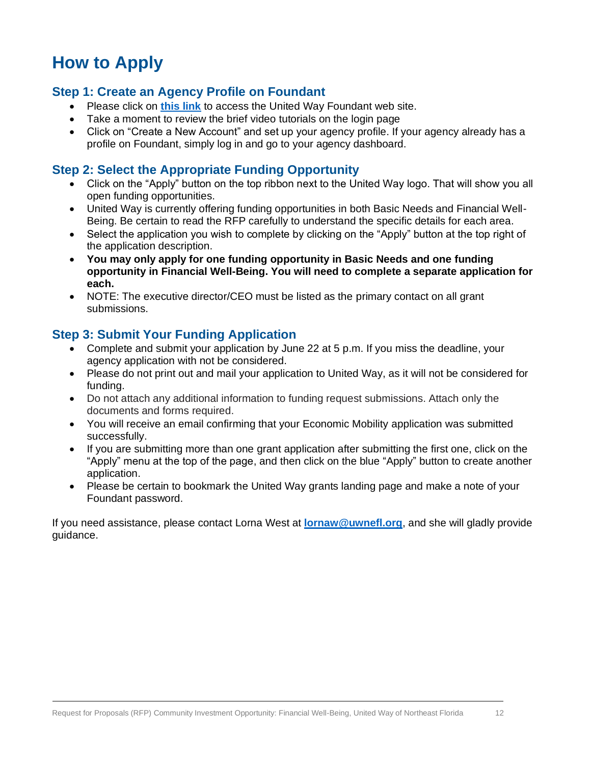# How to Apply

## Step 1: Create an Agency Profile on Foundant

- Please click on **this link** to access the United Way Foundant web site.
- Take a moment to review the brief video tutorials on the login page
- Click on "Create a New Account" and set up your agency profile. If your agency already has a profile on Foundant, simply log in and go to your agency dashboard.

## Step 2: Select the Appropriate Funding Opportunity

- Click on the "Apply" button on the top ribbon next to the United Way logo. That will show you all open funding opportunities.
- United Way is currently offering funding opportunities in both Basic Needs and Financial Well-Being. Be certain to read the RFP carefully to understand the specific details for each area.
- Select the application you wish to complete by clicking on the "Apply" button at the top right of the application description.
- **You may only apply for one funding opportunity in Basic Needs and one funding opportunity in Financial Well-Being. You will need to complete a separate application for each.**
- NOTE: The executive director/CEO must be listed as the primary contact on all grant submissions.

## Step 3: Submit Your Funding Application

- Complete and submit your application by June 22 at 5 p.m. If you miss the deadline, your agency application with not be considered.
- Please do not print out and mail your application to United Way, as it will not be considered for funding.
- Do not attach any additional information to funding request submissions. Attach only the documents and forms required.
- You will receive an email confirming that your Economic Mobility application was submitted successfully.
- If you are submitting more than one grant application after submitting the first one, click on the "Apply" menu at the top of the page, and then click on the blue "Apply" button to create another application.
- Please be certain to bookmark the United Way grants landing page and make a note of your Foundant password.

If you need assistance, please contact Lorna West at **lornaw@uwnefl.org**, and she will gladly provide guidance.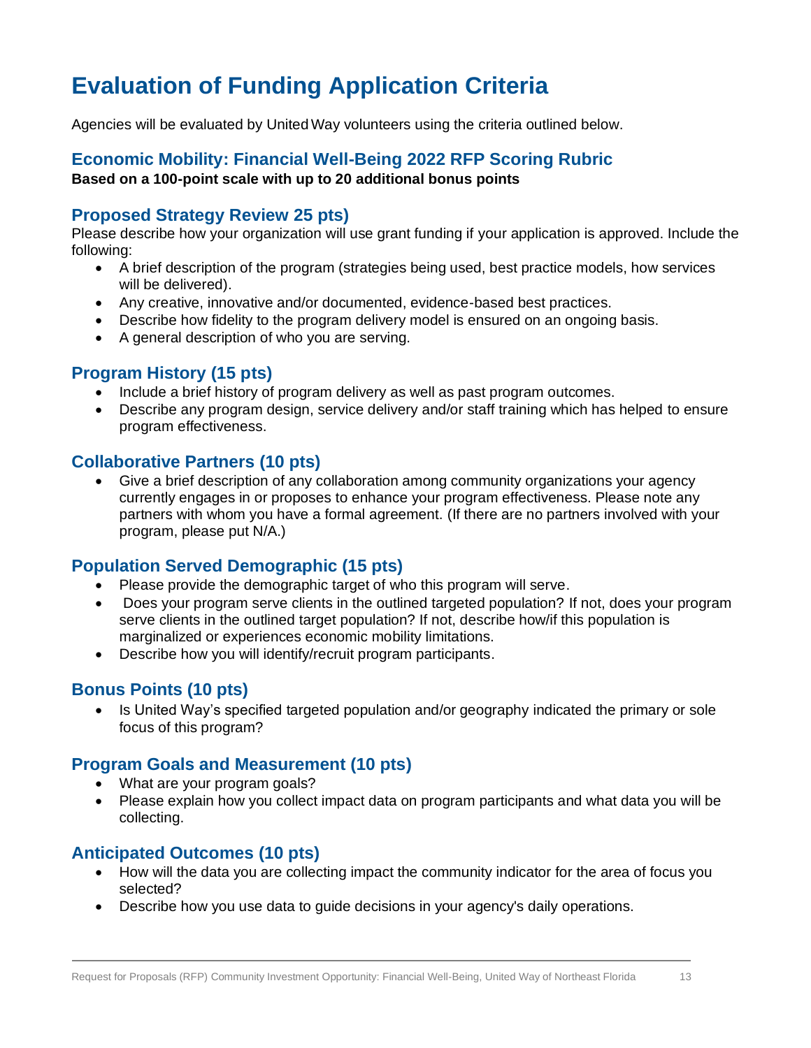# Evaluation of Funding Application Criteria

Agencies will be evaluated by United Way volunteers using the criteria outlined below.

## Economic Mobility: Financial Well-Being 2022 RFP Scoring Rubric

**Based on a 100-point scale with up to 20 additional bonus points**

## Proposed Strategy Review 25 pts)

Please describe how your organization will use grant funding if your application is approved. Include the following:

- A brief description of the program (strategies being used, best practice models, how services will be delivered).
- Any creative, innovative and/or documented, evidence-based best practices.
- Describe how fidelity to the program delivery model is ensured on an ongoing basis.
- A general description of who you are serving.

## Program History (15 pts)

- Include a brief history of program delivery as well as past program outcomes.
- Describe any program design, service delivery and/or staff training which has helped to ensure program effectiveness.

## Collaborative Partners (10 pts)

- Give a brief description of any collaboration among community organizations your agency currently engages in or proposes to enhance your program effectiveness. Please note any partners with whom you have a formal agreement. (If there are no partners involved with your program, please put N/A.)

## Population Served Demographic (15 pts)

- Please provide the demographic target of who this program will serve.
- Does your program serve clients in the outlined targeted population? If not, does your program serve clients in the outlined target population? If not, describe how/if this population is marginalized or experiences economic mobility limitations.
- Describe how you will identify/recruit program participants.

## Bonus Points (10 pts)

- Is United Way's specified targeted population and/or geography indicated the primary or sole focus of this program?

## Program Goals and Measurement (10 pts)

- What are your program goals?
- Please explain how you collect impact data on program participants and what data you will be collecting.

## Anticipated Outcomes (10 pts)

- How will the data you are collecting impact the community indicator for the area of focus you selected?
- Describe how you use data to guide decisions in your agency's daily operations.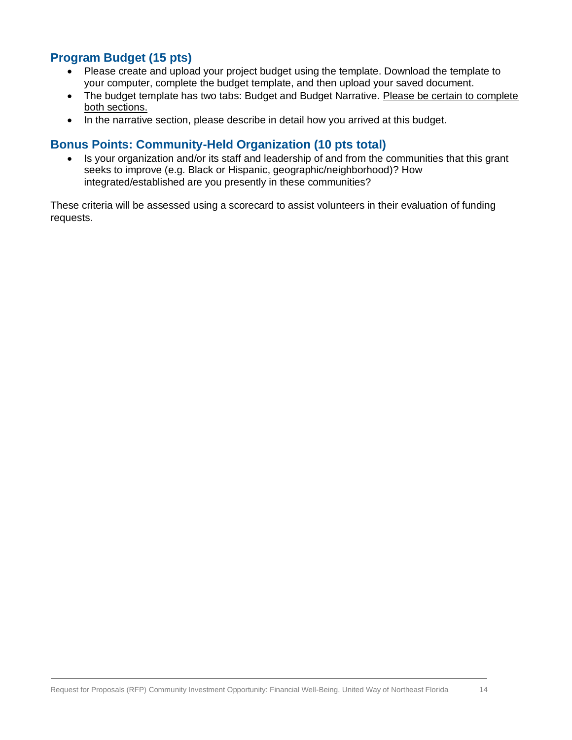### Program Budget (15 pts)

- Please create and upload your project budget using the template. Download the template to your computer, complete the budget template, and then upload your saved document.
- The budget template has two tabs: Budget and Budget Narrative. <u>Please be certain to complete both sections.</u>
- In the narrative section, please describe in detail how you arrived at this budget.

### Bonus Points: Community-Held Organization (10 pts total)

- Is your organization and/or its staff and leadership of and from the communities that this grant seeks to improve (e.g. Black or Hispanic, geographic/neighborhood)? How integrated/established are you presently in these communities?

These criteria will be assessed using a scorecard to assist volunteers in their evaluation of funding requests.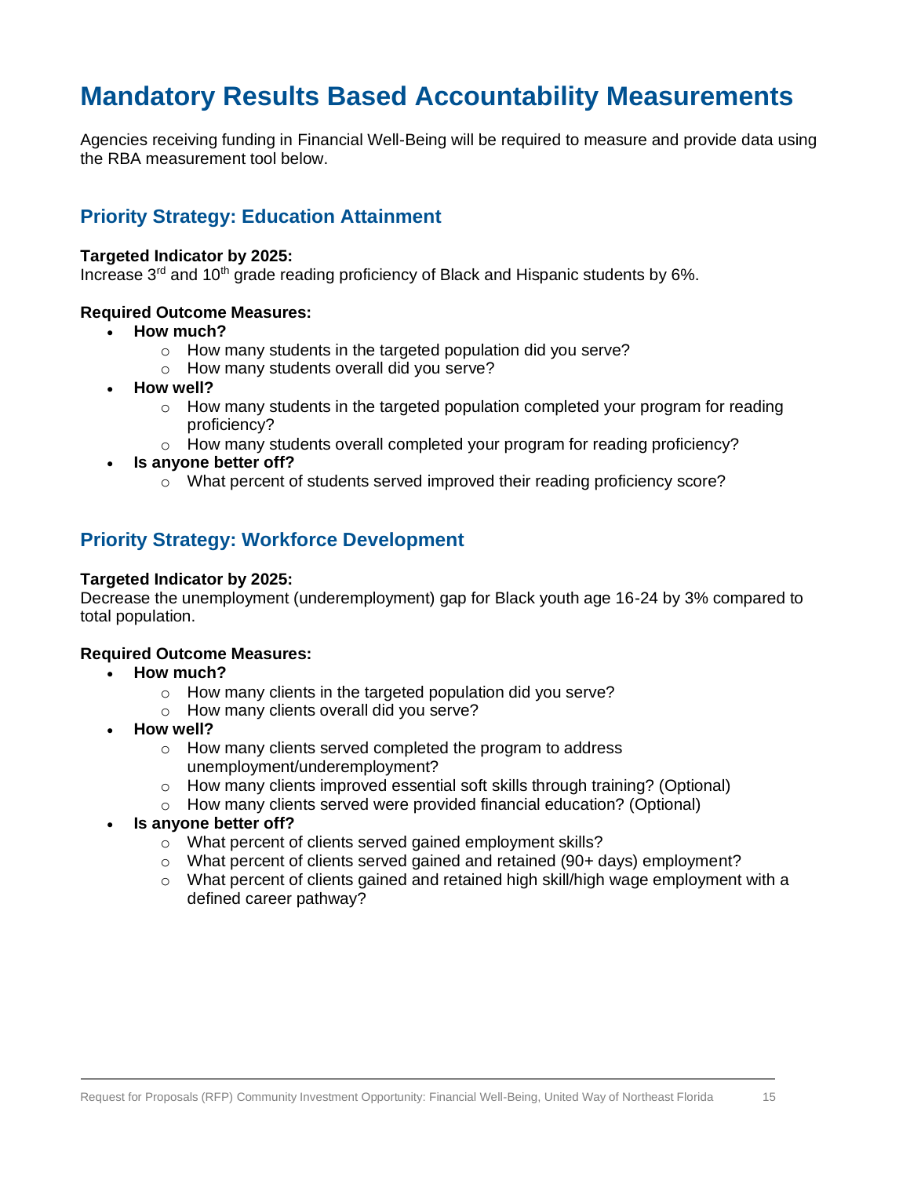# Mandatory Results Based Accountability Measurements

Agencies receiving funding in Financial Well-Being will be required to measure and provide data using the RBA measurement tool below.

## Priority Strategy: Education Attainment

**Targeted Indicator by 2025:**
Increase 3rd and 10th grade reading proficiency of Black and Hispanic students by 6%.

**Required Outcome Measures:**

- **How much?**
  - How many students in the targeted population did you serve?
  - How many students overall did you serve?
- **How well?**
  - How many students in the targeted population completed your program for reading proficiency?
  - How many students overall completed your program for reading proficiency?
- **Is anyone better off?**
  - What percent of students served improved their reading proficiency score?

## Priority Strategy: Workforce Development

**Targeted Indicator by 2025:**
Decrease the unemployment (underemployment) gap for Black youth age 16-24 by 3% compared to total population.

**Required Outcome Measures:**

- **How much?**
  - How many clients in the targeted population did you serve?
  - How many clients overall did you serve?
- **How well?**
  - How many clients served completed the program to address unemployment/underemployment?
  - How many clients improved essential soft skills through training? (Optional)
  - How many clients served were provided financial education? (Optional)
- **Is anyone better off?**
  - What percent of clients served gained employment skills?
  - What percent of clients served gained and retained (90+ days) employment?
  - What percent of clients gained and retained high skill/high wage employment with a defined career pathway?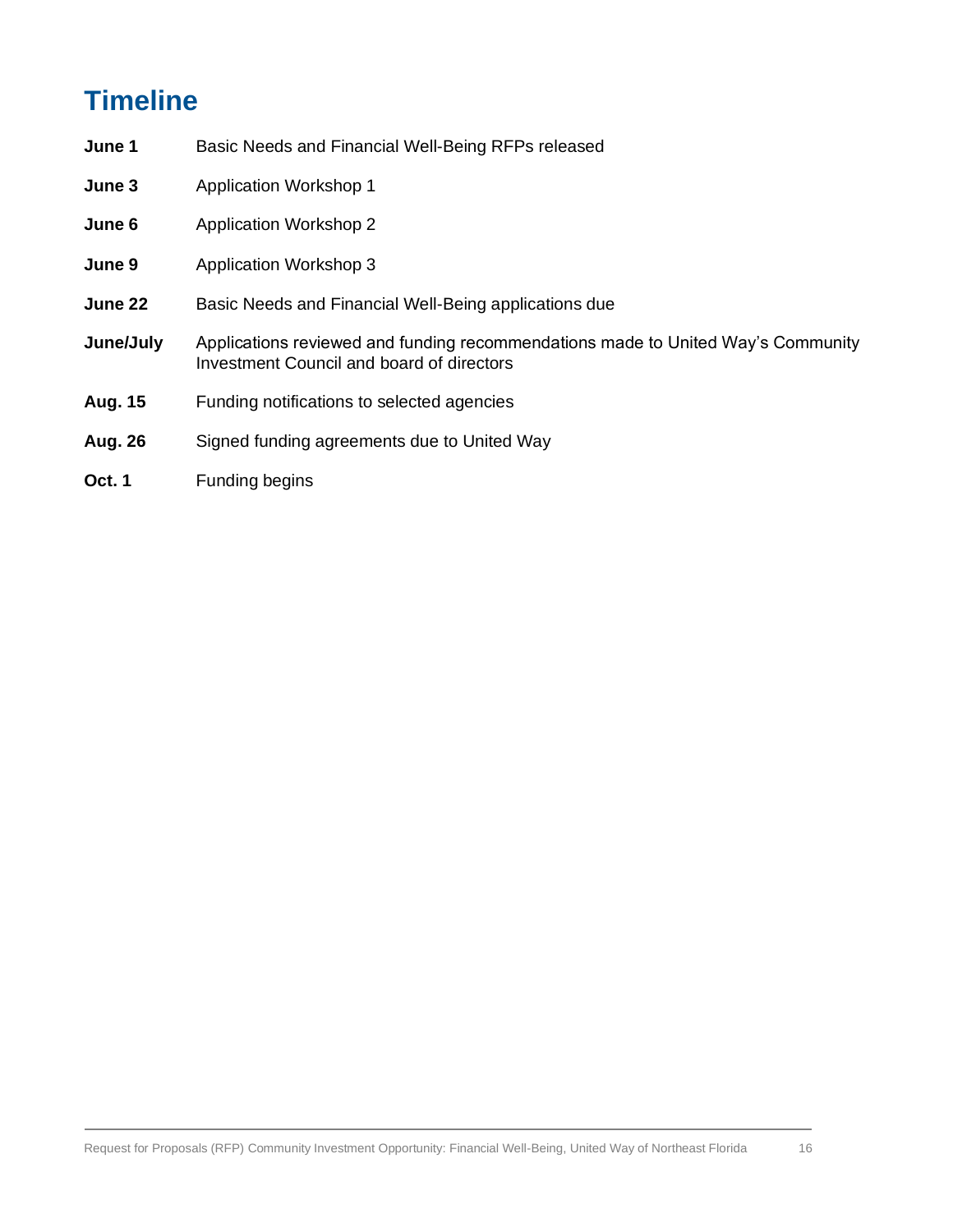## Timeline

| | |
|---|---|
| **June 1** | Basic Needs and Financial Well-Being RFPs released |
| **June 3** | Application Workshop 1 |
| **June 6** | Application Workshop 2 |
| **June 9** | Application Workshop 3 |
| **June 22** | Basic Needs and Financial Well-Being applications due |
| **June/July** | Applications reviewed and funding recommendations made to United Way's Community Investment Council and board of directors |
| **Aug. 15** | Funding notifications to selected agencies |
| **Aug. 26** | Signed funding agreements due to United Way |
| **Oct. 1** | Funding begins |